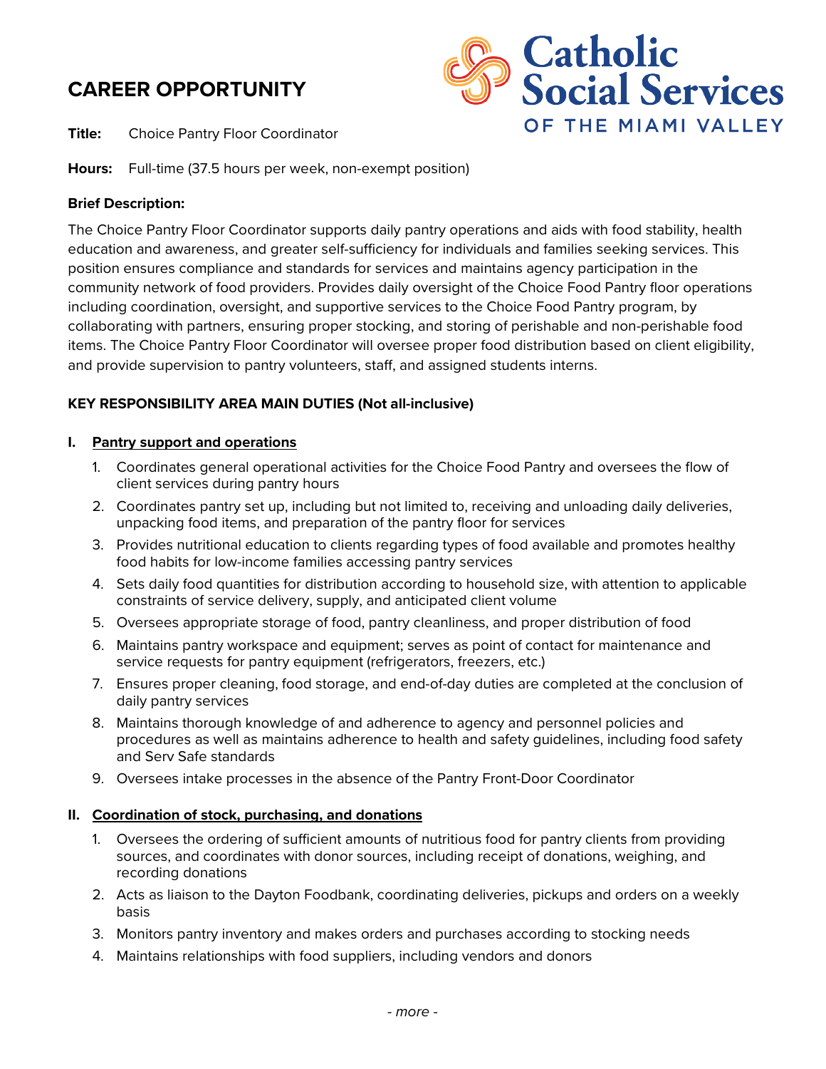# CAREER OPPORTUNITY

**Catholic Social Services OF THE MIAMI VALLEY**

**Title:** Choice Pantry Floor Coordinator

**Hours:** Full-time (37.5 hours per week, non-exempt position)

**Brief Description:**

The Choice Pantry Floor Coordinator supports daily pantry operations and aids with food stability, health education and awareness, and greater self-sufficiency for individuals and families seeking services. This position ensures compliance and standards for services and maintains agency participation in the community network of food providers. Provides daily oversight of the Choice Food Pantry floor operations including coordination, oversight, and supportive services to the Choice Food Pantry program, by collaborating with partners, ensuring proper stocking, and storing of perishable and non-perishable food items. The Choice Pantry Floor Coordinator will oversee proper food distribution based on client eligibility, and provide supervision to pantry volunteers, staff, and assigned students interns.

**KEY RESPONSIBILITY AREA MAIN DUTIES (Not all-inclusive)**

**I. Pantry support and operations**

1. Coordinates general operational activities for the Choice Food Pantry and oversees the flow of client services during pantry hours
2. Coordinates pantry set up, including but not limited to, receiving and unloading daily deliveries, unpacking food items, and preparation of the pantry floor for services
3. Provides nutritional education to clients regarding types of food available and promotes healthy food habits for low-income families accessing pantry services
4. Sets daily food quantities for distribution according to household size, with attention to applicable constraints of service delivery, supply, and anticipated client volume
5. Oversees appropriate storage of food, pantry cleanliness, and proper distribution of food
6. Maintains pantry workspace and equipment; serves as point of contact for maintenance and service requests for pantry equipment (refrigerators, freezers, etc.)
7. Ensures proper cleaning, food storage, and end-of-day duties are completed at the conclusion of daily pantry services
8. Maintains thorough knowledge of and adherence to agency and personnel policies and procedures as well as maintains adherence to health and safety guidelines, including food safety and Serv Safe standards
9. Oversees intake processes in the absence of the Pantry Front-Door Coordinator

**II. Coordination of stock, purchasing, and donations**

1. Oversees the ordering of sufficient amounts of nutritious food for pantry clients from providing sources, and coordinates with donor sources, including receipt of donations, weighing, and recording donations
2. Acts as liaison to the Dayton Foodbank, coordinating deliveries, pickups and orders on a weekly basis
3. Monitors pantry inventory and makes orders and purchases according to stocking needs
4. Maintains relationships with food suppliers, including vendors and donors

*- more -*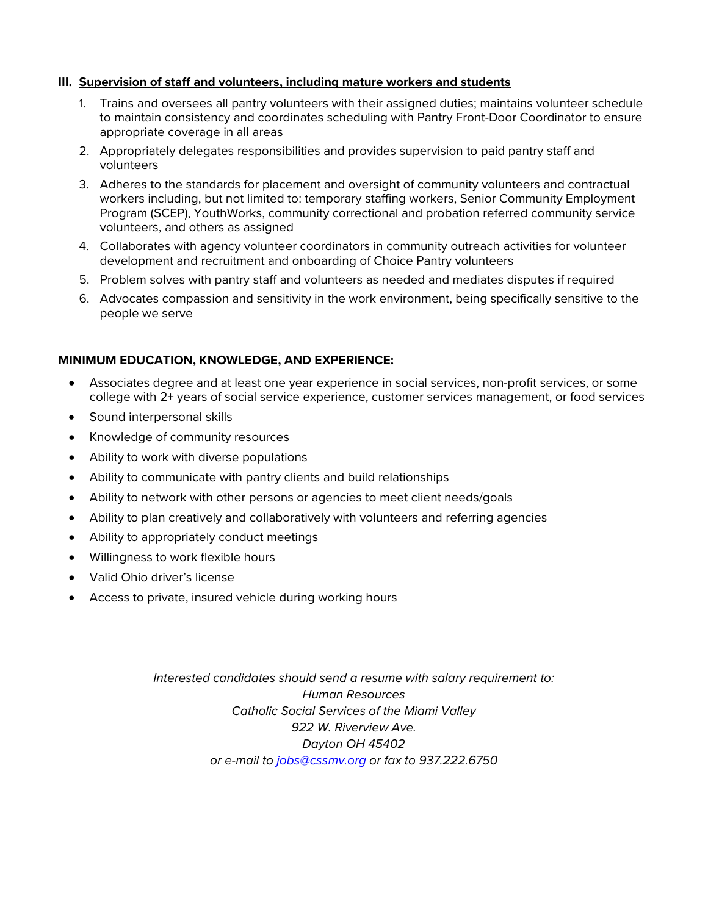### III. Supervision of staff and volunteers, including mature workers and students

1. Trains and oversees all pantry volunteers with their assigned duties; maintains volunteer schedule to maintain consistency and coordinates scheduling with Pantry Front-Door Coordinator to ensure appropriate coverage in all areas
2. Appropriately delegates responsibilities and provides supervision to paid pantry staff and volunteers
3. Adheres to the standards for placement and oversight of community volunteers and contractual workers including, but not limited to: temporary staffing workers, Senior Community Employment Program (SCEP), YouthWorks, community correctional and probation referred community service volunteers, and others as assigned
4. Collaborates with agency volunteer coordinators in community outreach activities for volunteer development and recruitment and onboarding of Choice Pantry volunteers
5. Problem solves with pantry staff and volunteers as needed and mediates disputes if required
6. Advocates compassion and sensitivity in the work environment, being specifically sensitive to the people we serve

**MINIMUM EDUCATION, KNOWLEDGE, AND EXPERIENCE:**

- Associates degree and at least one year experience in social services, non-profit services, or some college with 2+ years of social service experience, customer services management, or food services
- Sound interpersonal skills
- Knowledge of community resources
- Ability to work with diverse populations
- Ability to communicate with pantry clients and build relationships
- Ability to network with other persons or agencies to meet client needs/goals
- Ability to plan creatively and collaboratively with volunteers and referring agencies
- Ability to appropriately conduct meetings
- Willingness to work flexible hours
- Valid Ohio driver's license
- Access to private, insured vehicle during working hours

*Interested candidates should send a resume with salary requirement to:*
*Human Resources*
*Catholic Social Services of the Miami Valley*
*922 W. Riverview Ave.*
*Dayton OH 45402*
*or e-mail to jobs@cssmv.org or fax to 937.222.6750*